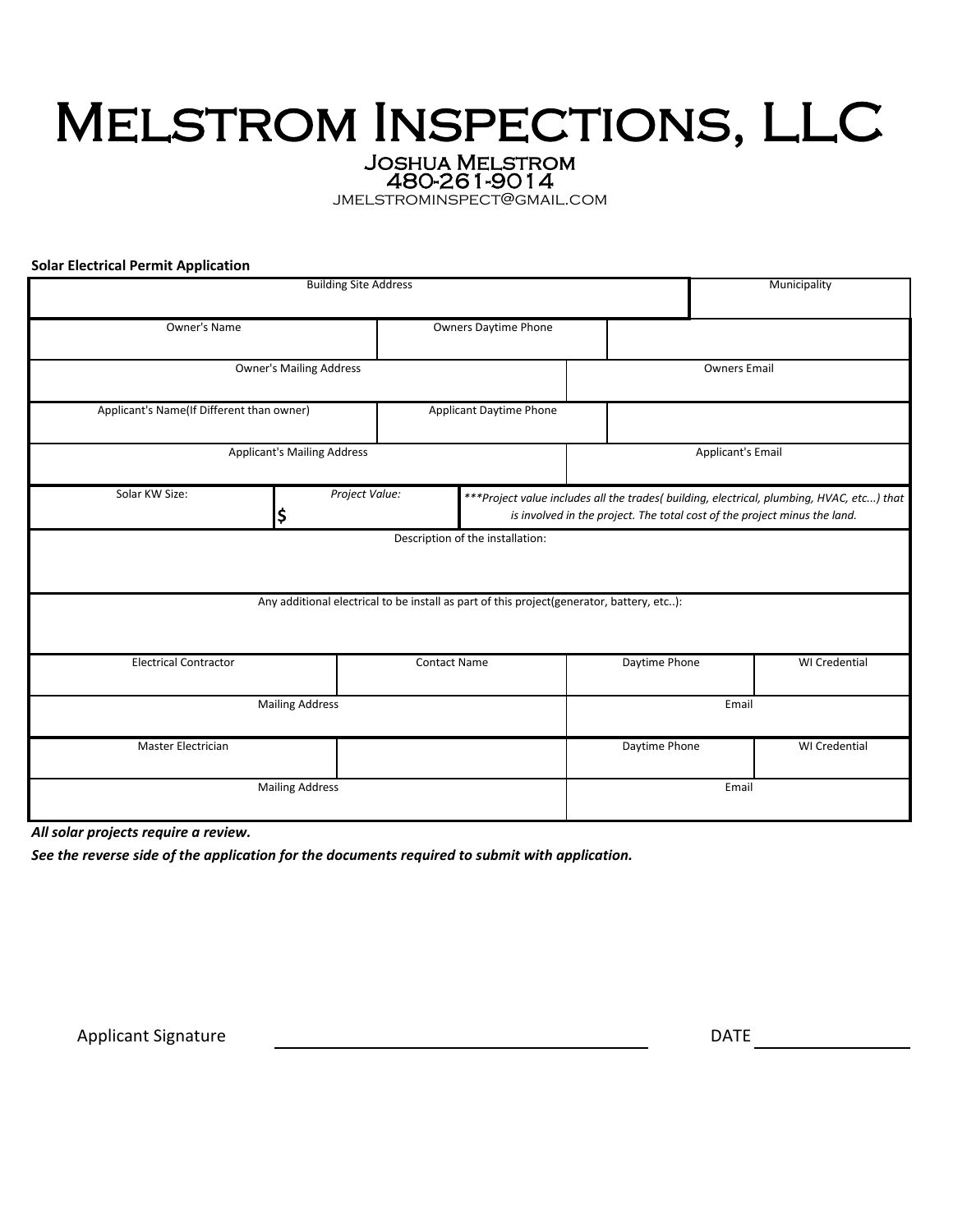# Melstrom Inspections, LLC

**Joshua Melstrom**
**480-261-9014**
JMELSTROMINSPECT@GMAIL.COM

**Solar Electrical Permit Application**

| Building Site Address | | | | Municipality |
|---|---|---|---|---|
| | | | | |

| Owner's Name | Owners Daytime Phone | |
|---|---|---|
| | | |

| Owner's Mailing Address | Owners Email |
|---|---|
| | |

| Applicant's Name(If Different than owner) | Applicant Daytime Phone | |
|---|---|---|
| | | |

| Applicant's Mailing Address | Applicant's Email |
|---|---|
| | |

| Solar KW Size: | *Project Value:* | ****Project value includes all the trades( building, electrical, plumbing, HVAC, etc...) that is involved in the project. The total cost of the project minus the land.* |
|---|---|---|
| | $ | |

| Description of the installation: |
|---|
| |

| Any additional electrical to be install as part of this project(generator, battery, etc..): |
|---|
| |

| Electrical Contractor | Contact Name | Daytime Phone | WI Credential |
|---|---|---|---|
| | | | |

| Mailing Address | Email |
|---|---|
| | |

| Master Electrician | | Daytime Phone | WI Credential |
|---|---|---|---|
| | | | |

| Mailing Address | Email |
|---|---|
| | |

***All solar projects require a review.***

***See the reverse side of the application for the documents required to submit with application.***

Applicant Signature ______________________________ DATE ______________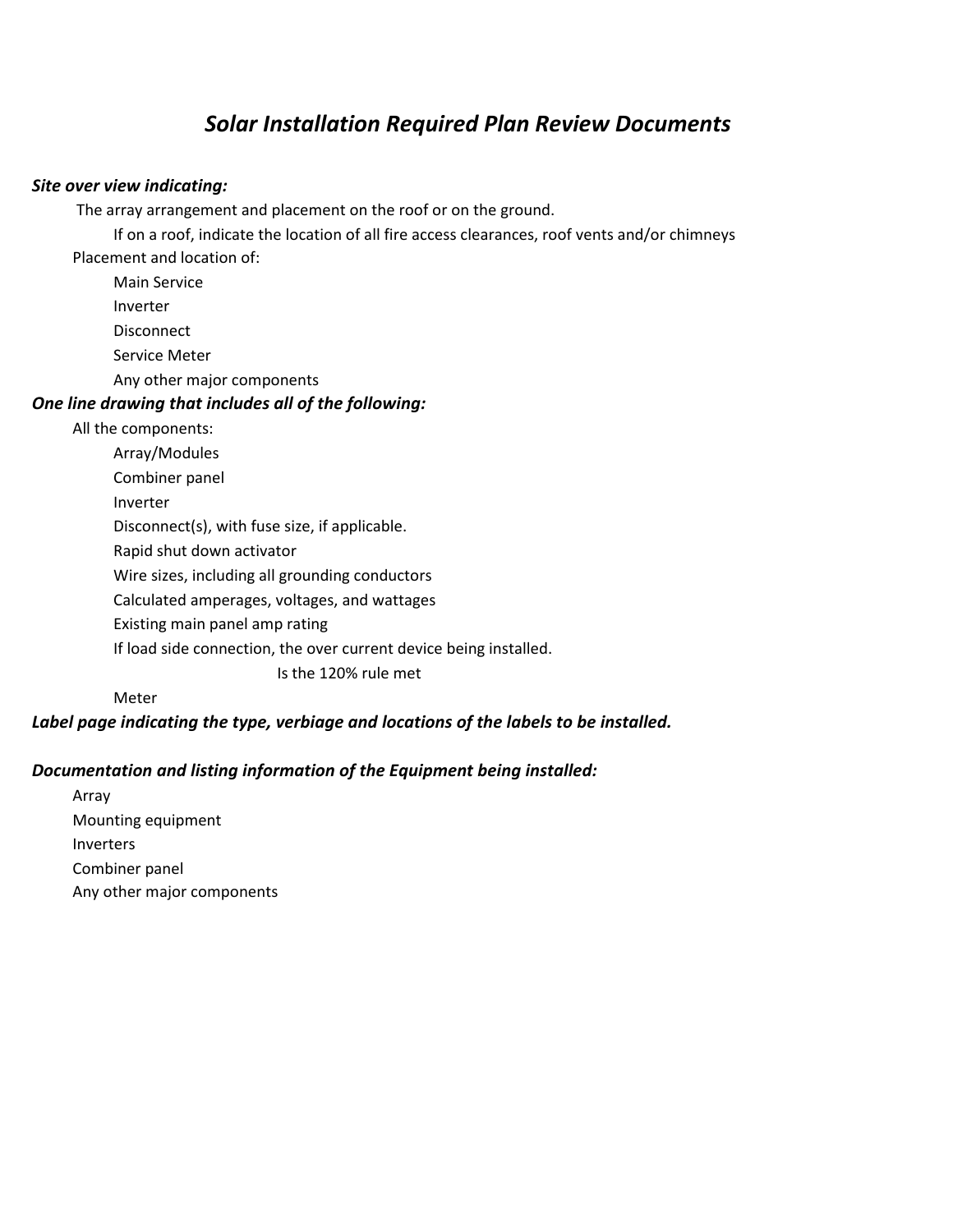# *Solar Installation Required Plan Review Documents*

***Site over view indicating:***

- The array arrangement and placement on the roof or on the ground.
  - If on a roof, indicate the location of all fire access clearances, roof vents and/or chimneys
- Placement and location of:
  - Main Service
  - Inverter
  - Disconnect
  - Service Meter
  - Any other major components

***One line drawing that includes all of the following:***

- All the components:
  - Array/Modules
  - Combiner panel
  - Inverter
  - Disconnect(s), with fuse size, if applicable.
  - Rapid shut down activator
  - Wire sizes, including all grounding conductors
  - Calculated amperages, voltages, and wattages
  - Existing main panel amp rating
  - If load side connection, the over current device being installed.
    - Is the 120% rule met
  - Meter

***Label page indicating the type, verbiage and locations of the labels to be installed.***

***Documentation and listing information of the Equipment being installed:***

- Array
- Mounting equipment
- Inverters
- Combiner panel
- Any other major components